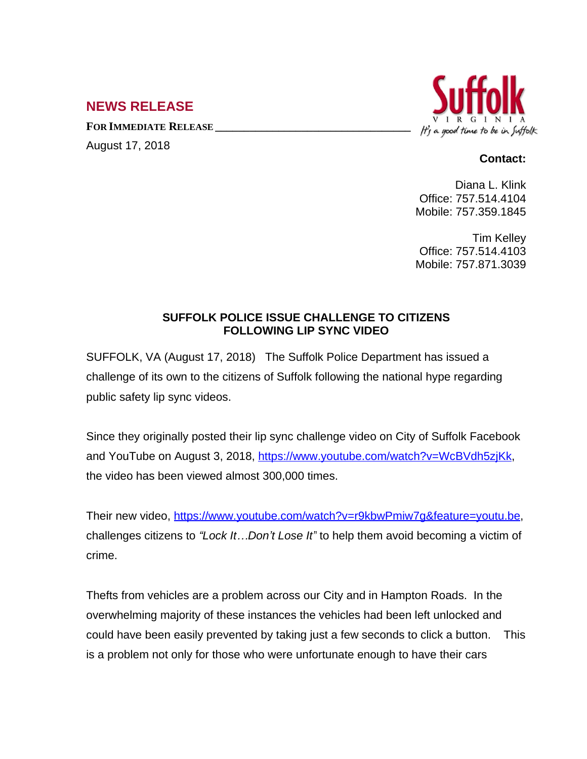## NEWS RELEASE

**FOR IMMEDIATE RELEASE**

August 17, 2018

Suffolk
VIRGINIA
It's a good time to be in Suffolk

**Contact:**

Diana L. Klink
Office: 757.514.4104
Mobile: 757.359.1845

Tim Kelley
Office: 757.514.4103
Mobile: 757.871.3039

### SUFFOLK POLICE ISSUE CHALLENGE TO CITIZENS FOLLOWING LIP SYNC VIDEO

SUFFOLK, VA (August 17, 2018) The Suffolk Police Department has issued a challenge of its own to the citizens of Suffolk following the national hype regarding public safety lip sync videos.

Since they originally posted their lip sync challenge video on City of Suffolk Facebook and YouTube on August 3, 2018, https://www.youtube.com/watch?v=WcBVdh5zjKk, the video has been viewed almost 300,000 times.

Their new video, https://www.youtube.com/watch?v=r9kbwPmiw7g&feature=youtu.be, challenges citizens to *"Lock It…Don't Lose It"* to help them avoid becoming a victim of crime.

Thefts from vehicles are a problem across our City and in Hampton Roads. In the overwhelming majority of these instances the vehicles had been left unlocked and could have been easily prevented by taking just a few seconds to click a button. This is a problem not only for those who were unfortunate enough to have their cars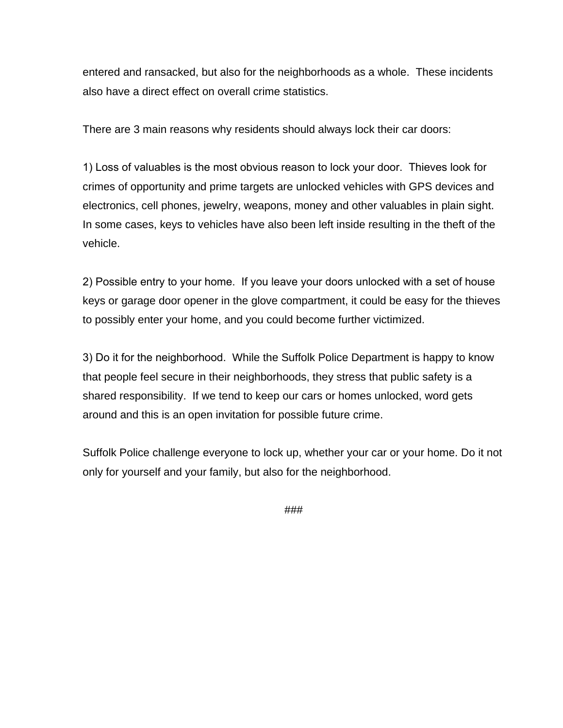entered and ransacked, but also for the neighborhoods as a whole. These incidents also have a direct effect on overall crime statistics.

There are 3 main reasons why residents should always lock their car doors:

1) Loss of valuables is the most obvious reason to lock your door. Thieves look for crimes of opportunity and prime targets are unlocked vehicles with GPS devices and electronics, cell phones, jewelry, weapons, money and other valuables in plain sight. In some cases, keys to vehicles have also been left inside resulting in the theft of the vehicle.

2) Possible entry to your home. If you leave your doors unlocked with a set of house keys or garage door opener in the glove compartment, it could be easy for the thieves to possibly enter your home, and you could become further victimized.

3) Do it for the neighborhood. While the Suffolk Police Department is happy to know that people feel secure in their neighborhoods, they stress that public safety is a shared responsibility. If we tend to keep our cars or homes unlocked, word gets around and this is an open invitation for possible future crime.

Suffolk Police challenge everyone to lock up, whether your car or your home. Do it not only for yourself and your family, but also for the neighborhood.

###